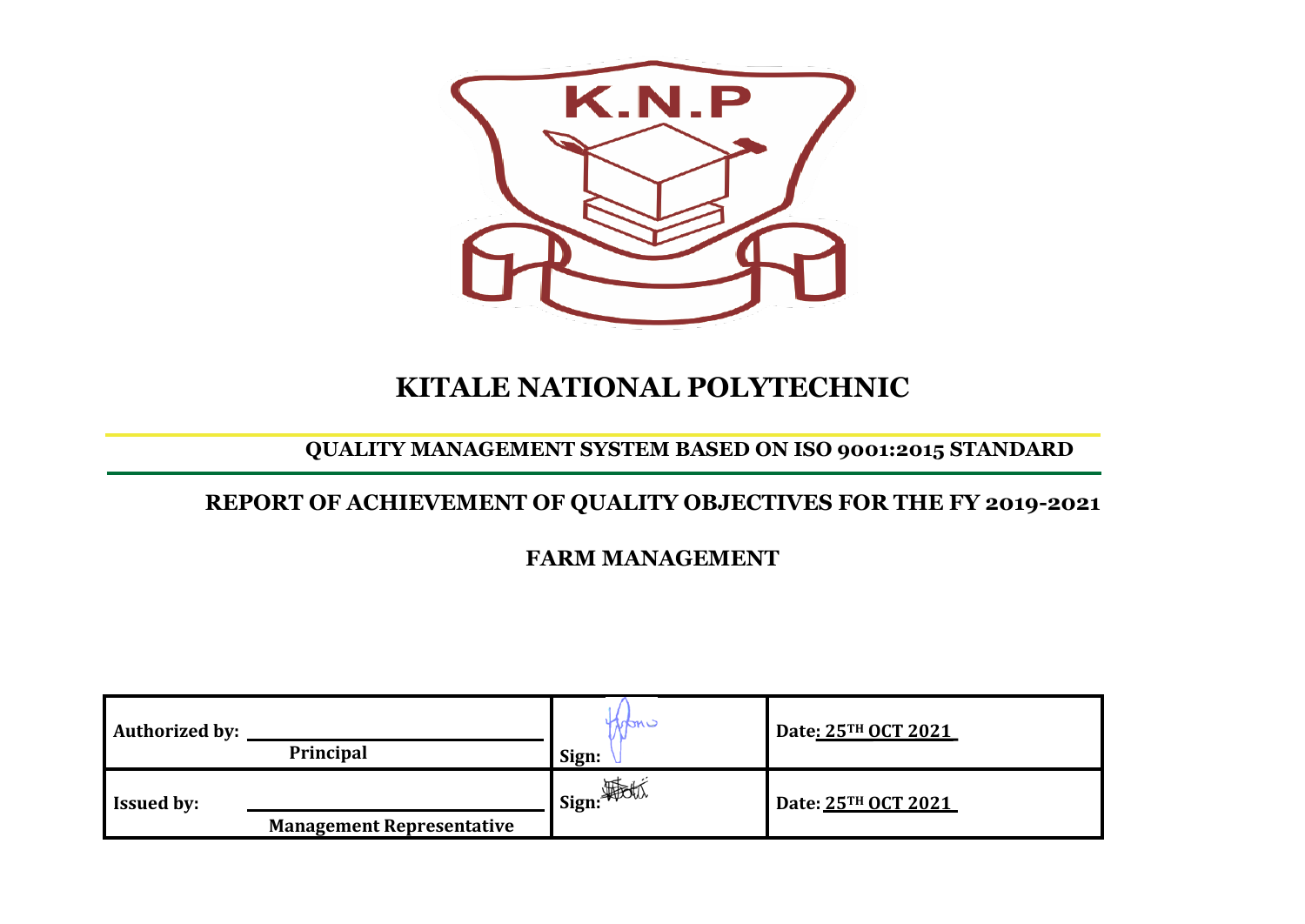K.N.P

# KITALE NATIONAL POLYTECHNIC

## QUALITY MANAGEMENT SYSTEM BASED ON ISO 9001:2015 STANDARD

## REPORT OF ACHIEVEMENT OF QUALITY OBJECTIVES FOR THE FY 2019-2021

## FARM MANAGEMENT

| | | |
|---|---|---|
| **Authorized by:** ______________ **Principal** | **Sign:** | **Date: 25TH OCT 2021** |
| **Issued by:** ______________ **Management Representative** | **Sign:** | **Date: 25TH OCT 2021** |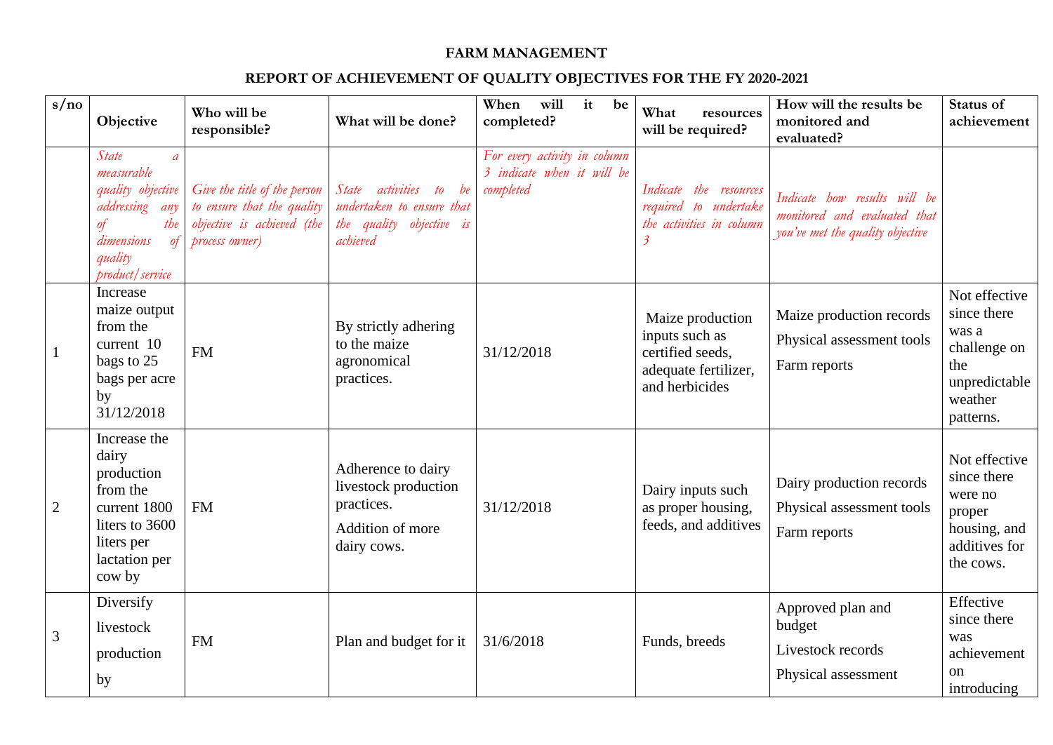**FARM MANAGEMENT**

**REPORT OF ACHIEVEMENT OF QUALITY OBJECTIVES FOR THE FY 2020-2021**

| s/no | Objective | Who will be responsible? | What will be done? | When will it be completed? | What resources will be required? | How will the results be monitored and evaluated? | Status of achievement |
|---|---|---|---|---|---|---|---|
| | *State a measurable quality objective addressing any of the dimensions of quality product/service* | *Give the title of the person to ensure that the quality objective is achieved (the process owner)* | *State activities to be undertaken to ensure that the quality objective is achieved* | *For every activity in column 3 indicate when it will be completed* | *Indicate the resources required to undertake the activities in column 3* | *Indicate how results will be monitored and evaluated that you've met the quality objective* | |
| 1 | Increase maize output from the current 10 bags to 25 bags per acre by 31/12/2018 | FM | By strictly adhering to the maize agronomical practices. | 31/12/2018 | Maize production inputs such as certified seeds, adequate fertilizer, and herbicides | Maize production records<br>Physical assessment tools<br>Farm reports | Not effective since there was a challenge on the unpredictable weather patterns. |
| 2 | Increase the dairy production from the current 1800 liters to 3600 liters per lactation per cow by | FM | Adherence to dairy livestock production practices.<br>Addition of more dairy cows. | 31/12/2018 | Dairy inputs such as proper housing, feeds, and additives | Dairy production records<br>Physical assessment tools<br>Farm reports | Not effective since there were no proper housing, and additives for the cows. |
| 3 | Diversify livestock production by | FM | Plan and budget for it | 31/6/2018 | Funds, breeds | Approved plan and budget<br>Livestock records<br>Physical assessment | Effective since there was achievement on introducing |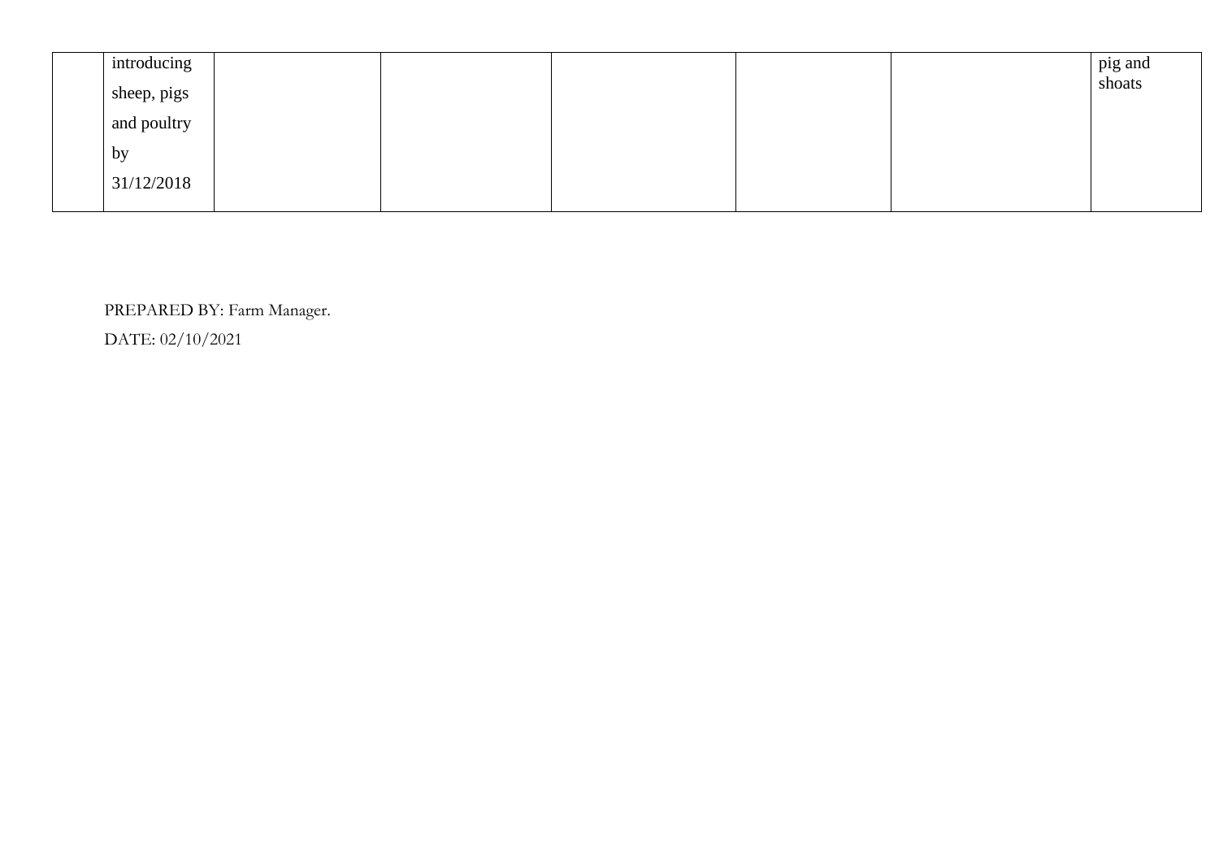| | | | | | | | |
|---|---|---|---|---|---|---|---|
| | introducing sheep, pigs and poultry by 31/12/2018 | | | | | | pig and shoats |

PREPARED BY: Farm Manager.

DATE: 02/10/2021